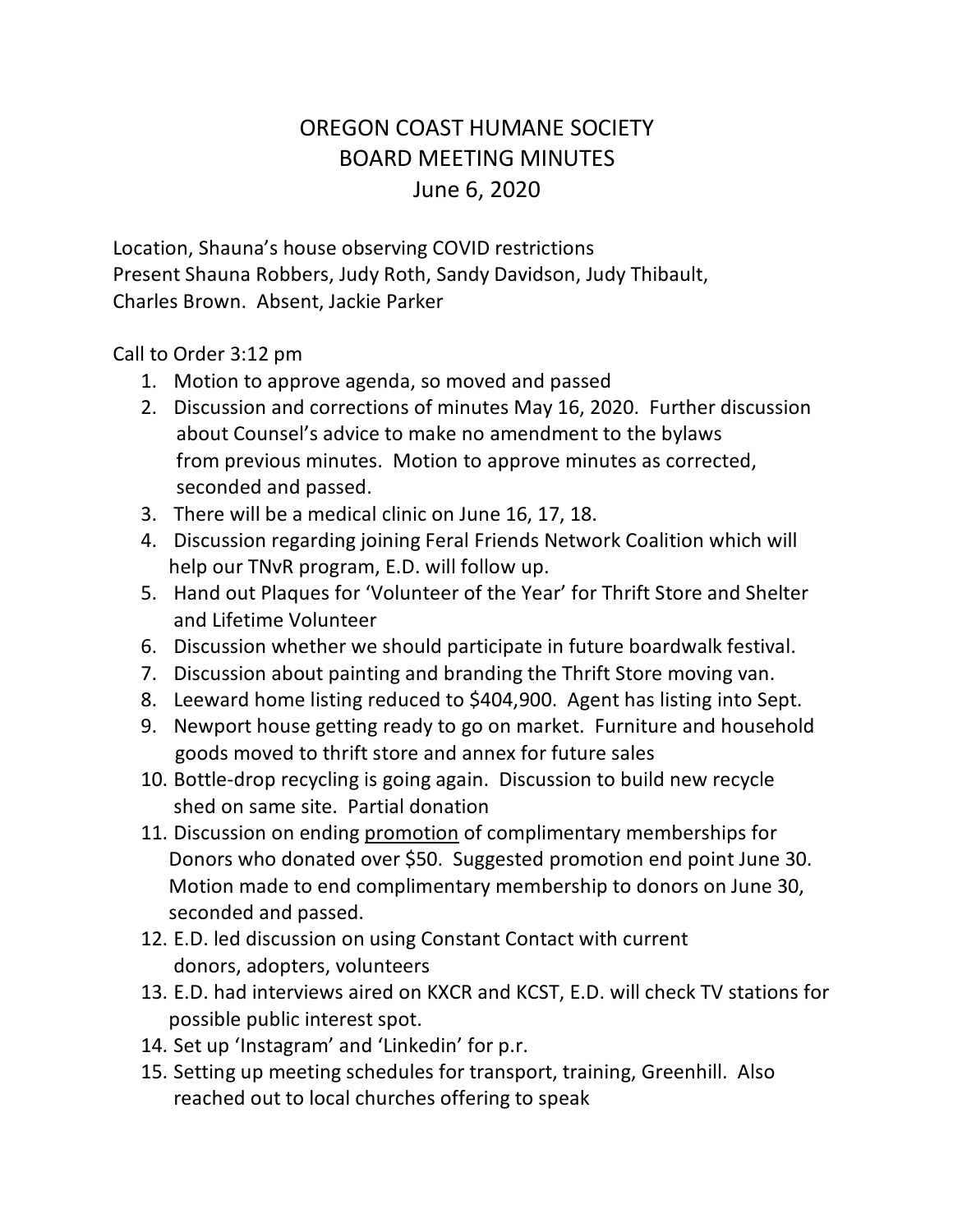# OREGON COAST HUMANE SOCIETY
## BOARD MEETING MINUTES
## June 6, 2020

Location, Shauna's house observing COVID restrictions
Present Shauna Robbers, Judy Roth, Sandy Davidson, Judy Thibault, Charles Brown. Absent, Jackie Parker

Call to Order 3:12 pm

1. Motion to approve agenda, so moved and passed
2. Discussion and corrections of minutes May 16, 2020. Further discussion about Counsel's advice to make no amendment to the bylaws from previous minutes. Motion to approve minutes as corrected, seconded and passed.
3. There will be a medical clinic on June 16, 17, 18.
4. Discussion regarding joining Feral Friends Network Coalition which will help our TNvR program, E.D. will follow up.
5. Hand out Plaques for 'Volunteer of the Year' for Thrift Store and Shelter and Lifetime Volunteer
6. Discussion whether we should participate in future boardwalk festival.
7. Discussion about painting and branding the Thrift Store moving van.
8. Leeward home listing reduced to $404,900. Agent has listing into Sept.
9. Newport house getting ready to go on market. Furniture and household goods moved to thrift store and annex for future sales
10. Bottle-drop recycling is going again. Discussion to build new recycle shed on same site. Partial donation
11. Discussion on ending <u>promotion</u> of complimentary memberships for Donors who donated over $50. Suggested promotion end point June 30. Motion made to end complimentary membership to donors on June 30, seconded and passed.
12. E.D. led discussion on using Constant Contact with current donors, adopters, volunteers
13. E.D. had interviews aired on KXCR and KCST, E.D. will check TV stations for possible public interest spot.
14. Set up 'Instagram' and 'Linkedin' for p.r.
15. Setting up meeting schedules for transport, training, Greenhill. Also reached out to local churches offering to speak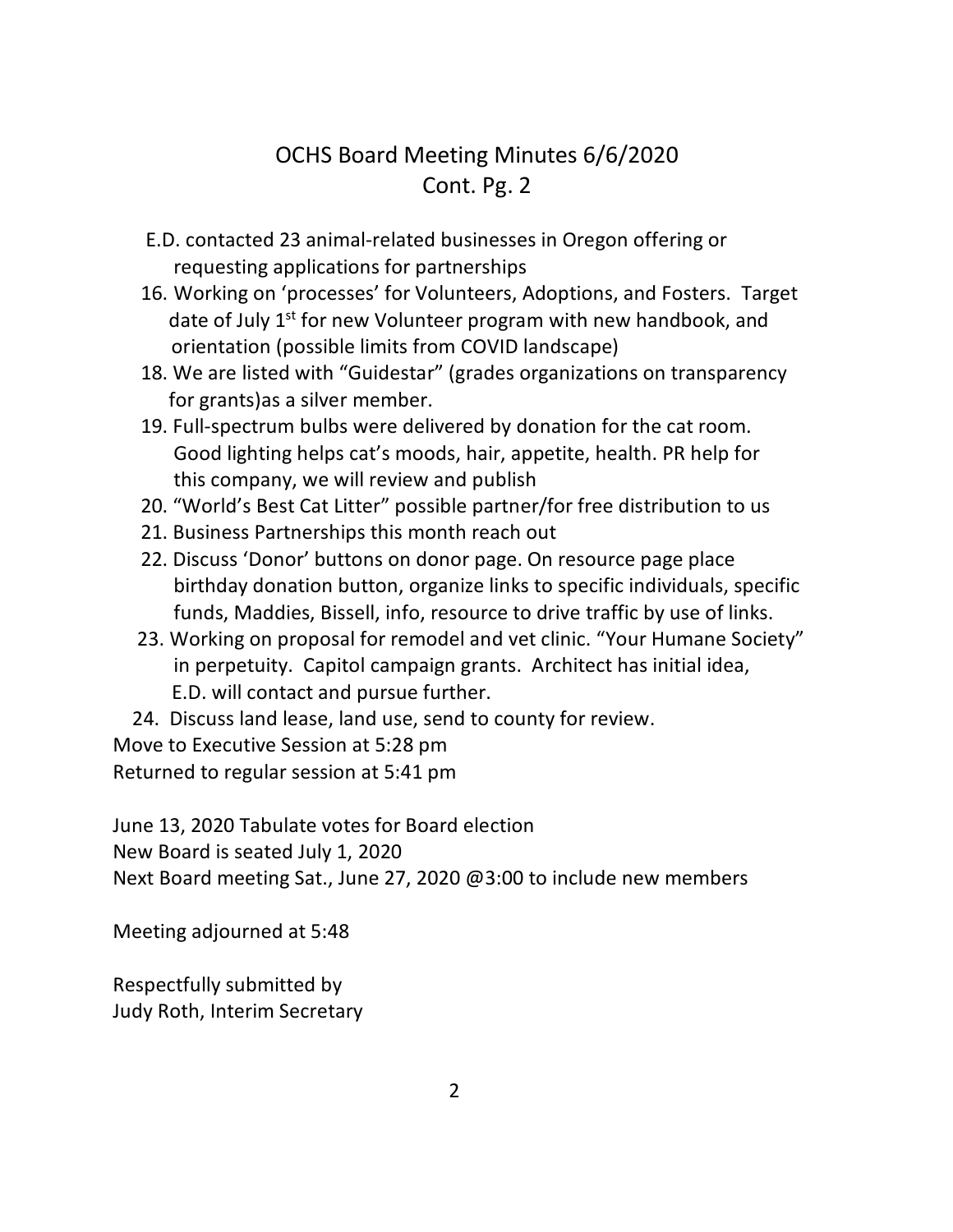# OCHS Board Meeting Minutes 6/6/2020
## Cont. Pg. 2

E.D. contacted 23 animal-related businesses in Oregon offering or requesting applications for partnerships

16. Working on 'processes' for Volunteers, Adoptions, and Fosters. Target date of July 1st for new Volunteer program with new handbook, and orientation (possible limits from COVID landscape)
18. We are listed with "Guidestar" (grades organizations on transparency for grants)as a silver member.
19. Full-spectrum bulbs were delivered by donation for the cat room. Good lighting helps cat's moods, hair, appetite, health. PR help for this company, we will review and publish
20. "World's Best Cat Litter" possible partner/for free distribution to us
21. Business Partnerships this month reach out
22. Discuss 'Donor' buttons on donor page. On resource page place birthday donation button, organize links to specific individuals, specific funds, Maddies, Bissell, info, resource to drive traffic by use of links.
23. Working on proposal for remodel and vet clinic. "Your Humane Society" in perpetuity. Capitol campaign grants. Architect has initial idea, E.D. will contact and pursue further.
24. Discuss land lease, land use, send to county for review.

Move to Executive Session at 5:28 pm
Returned to regular session at 5:41 pm

June 13, 2020 Tabulate votes for Board election
New Board is seated July 1, 2020
Next Board meeting Sat., June 27, 2020 @3:00 to include new members

Meeting adjourned at 5:48

Respectfully submitted by
Judy Roth, Interim Secretary